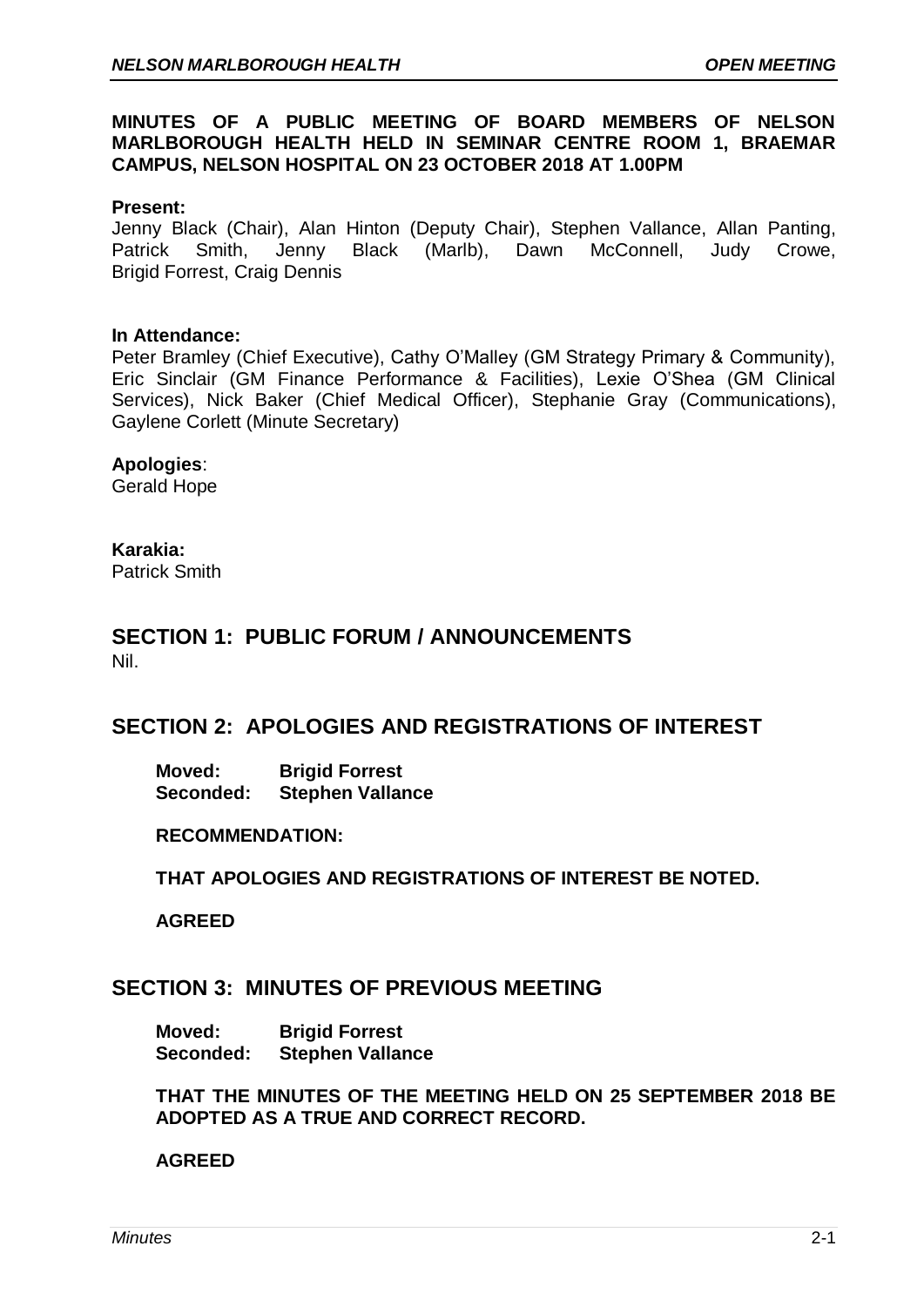**MINUTES OF A PUBLIC MEETING OF BOARD MEMBERS OF NELSON MARLBOROUGH HEALTH HELD IN SEMINAR CENTRE ROOM 1, BRAEMAR CAMPUS, NELSON HOSPITAL ON 23 OCTOBER 2018 AT 1.00PM**

**Present:**
Jenny Black (Chair), Alan Hinton (Deputy Chair), Stephen Vallance, Allan Panting, Patrick Smith, Jenny Black (Marlb), Dawn McConnell, Judy Crowe, Brigid Forrest, Craig Dennis

**In Attendance:**
Peter Bramley (Chief Executive), Cathy O'Malley (GM Strategy Primary & Community), Eric Sinclair (GM Finance Performance & Facilities), Lexie O'Shea (GM Clinical Services), Nick Baker (Chief Medical Officer), Stephanie Gray (Communications), Gaylene Corlett (Minute Secretary)

**Apologies**:
Gerald Hope

**Karakia:**
Patrick Smith

## SECTION 1: PUBLIC FORUM / ANNOUNCEMENTS

Nil.

## SECTION 2: APOLOGIES AND REGISTRATIONS OF INTEREST

**Moved: Brigid Forrest**
**Seconded: Stephen Vallance**

**RECOMMENDATION:**

**THAT APOLOGIES AND REGISTRATIONS OF INTEREST BE NOTED.**

**AGREED**

## SECTION 3: MINUTES OF PREVIOUS MEETING

**Moved: Brigid Forrest**
**Seconded: Stephen Vallance**

**THAT THE MINUTES OF THE MEETING HELD ON 25 SEPTEMBER 2018 BE ADOPTED AS A TRUE AND CORRECT RECORD.**

**AGREED**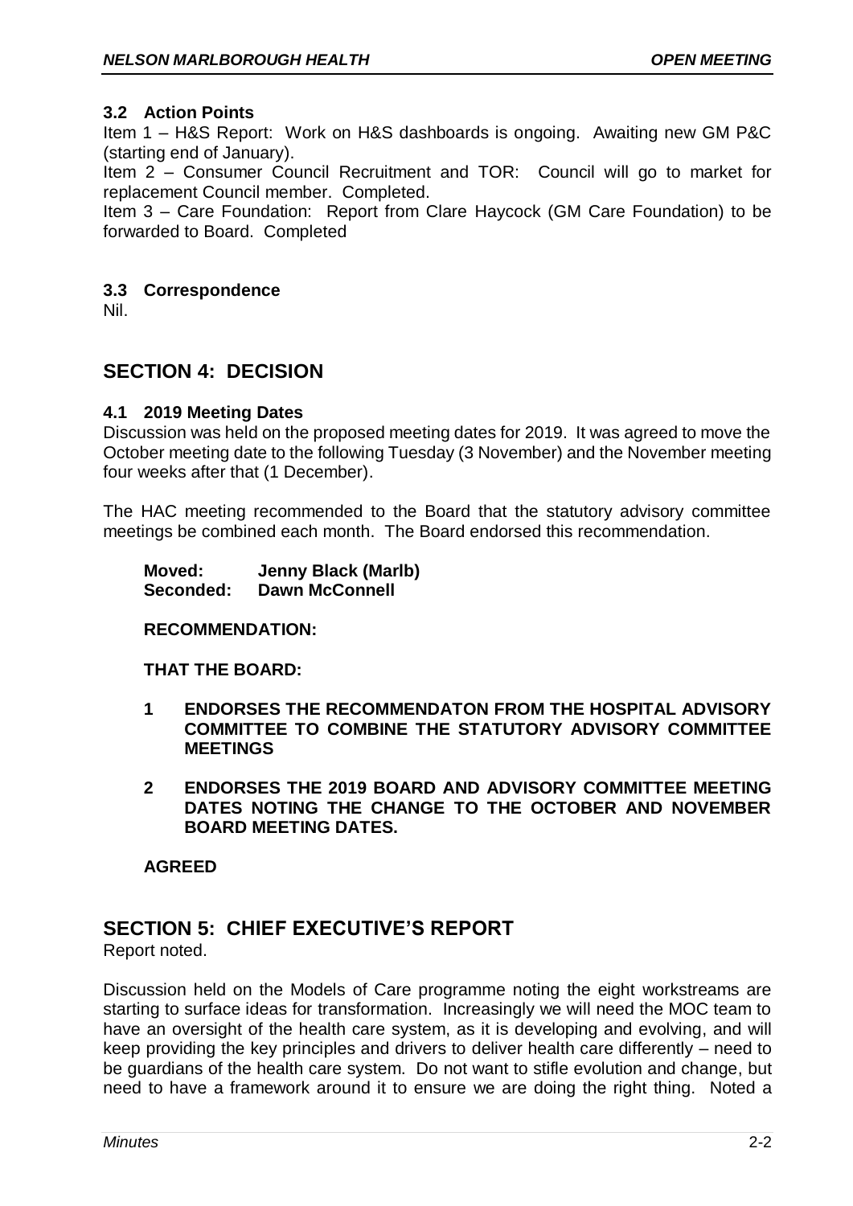### 3.2 Action Points

Item 1 – H&S Report: Work on H&S dashboards is ongoing. Awaiting new GM P&C (starting end of January).

Item 2 – Consumer Council Recruitment and TOR: Council will go to market for replacement Council member. Completed.

Item 3 – Care Foundation: Report from Clare Haycock (GM Care Foundation) to be forwarded to Board. Completed

### 3.3 Correspondence

Nil.

## SECTION 4: DECISION

### 4.1 2019 Meeting Dates

Discussion was held on the proposed meeting dates for 2019. It was agreed to move the October meeting date to the following Tuesday (3 November) and the November meeting four weeks after that (1 December).

The HAC meeting recommended to the Board that the statutory advisory committee meetings be combined each month. The Board endorsed this recommendation.

**Moved: Jenny Black (Marlb)**
**Seconded: Dawn McConnell**

**RECOMMENDATION:**

**THAT THE BOARD:**

1. **ENDORSES THE RECOMMENDATON FROM THE HOSPITAL ADVISORY COMMITTEE TO COMBINE THE STATUTORY ADVISORY COMMITTEE MEETINGS**
2. **ENDORSES THE 2019 BOARD AND ADVISORY COMMITTEE MEETING DATES NOTING THE CHANGE TO THE OCTOBER AND NOVEMBER BOARD MEETING DATES.**

**AGREED**

## SECTION 5: CHIEF EXECUTIVE'S REPORT

Report noted.

Discussion held on the Models of Care programme noting the eight workstreams are starting to surface ideas for transformation. Increasingly we will need the MOC team to have an oversight of the health care system, as it is developing and evolving, and will keep providing the key principles and drivers to deliver health care differently – need to be guardians of the health care system. Do not want to stifle evolution and change, but need to have a framework around it to ensure we are doing the right thing. Noted a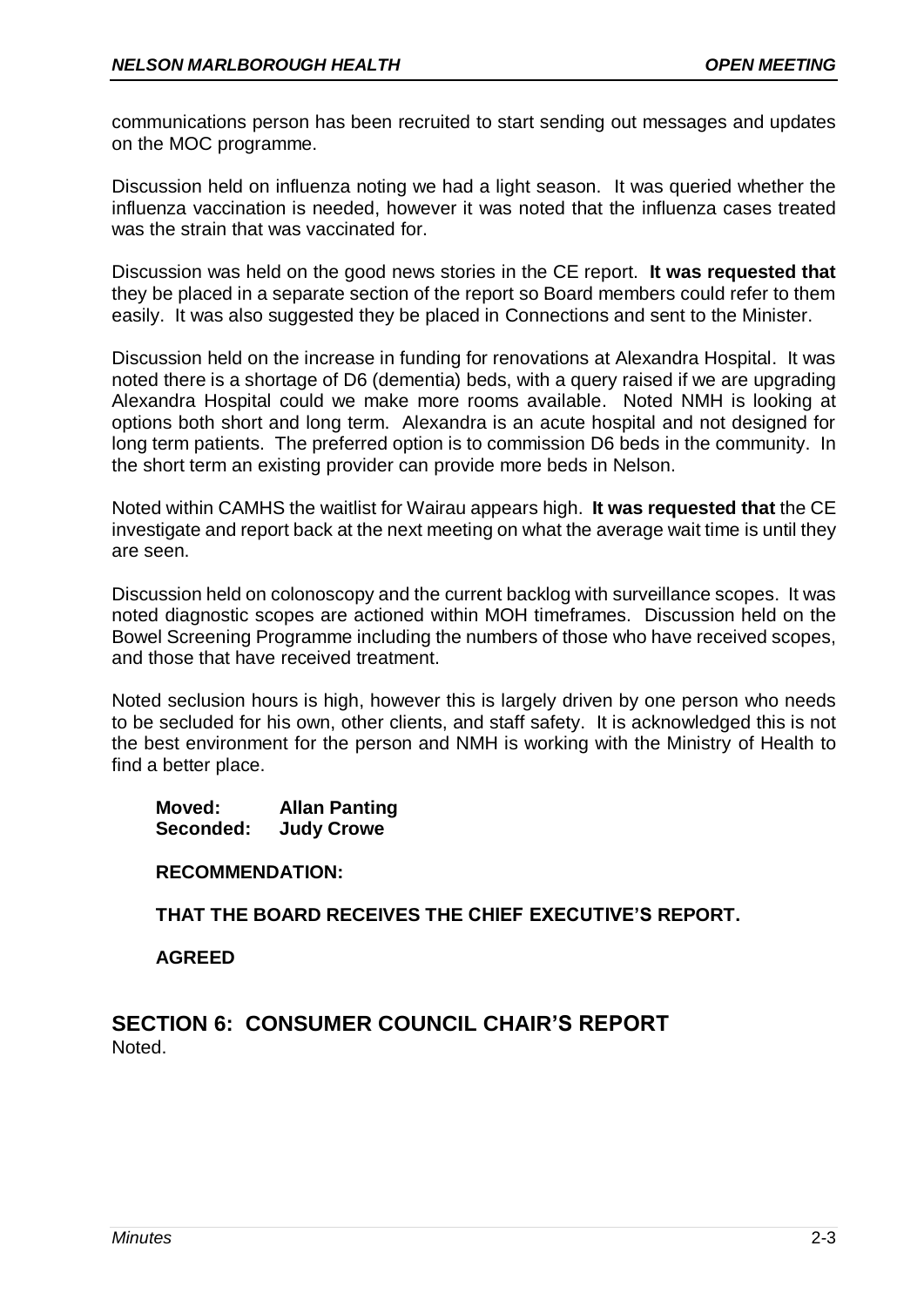communications person has been recruited to start sending out messages and updates on the MOC programme.

Discussion held on influenza noting we had a light season. It was queried whether the influenza vaccination is needed, however it was noted that the influenza cases treated was the strain that was vaccinated for.

Discussion was held on the good news stories in the CE report. **It was requested that** they be placed in a separate section of the report so Board members could refer to them easily. It was also suggested they be placed in Connections and sent to the Minister.

Discussion held on the increase in funding for renovations at Alexandra Hospital. It was noted there is a shortage of D6 (dementia) beds, with a query raised if we are upgrading Alexandra Hospital could we make more rooms available. Noted NMH is looking at options both short and long term. Alexandra is an acute hospital and not designed for long term patients. The preferred option is to commission D6 beds in the community. In the short term an existing provider can provide more beds in Nelson.

Noted within CAMHS the waitlist for Wairau appears high. **It was requested that** the CE investigate and report back at the next meeting on what the average wait time is until they are seen.

Discussion held on colonoscopy and the current backlog with surveillance scopes. It was noted diagnostic scopes are actioned within MOH timeframes. Discussion held on the Bowel Screening Programme including the numbers of those who have received scopes, and those that have received treatment.

Noted seclusion hours is high, however this is largely driven by one person who needs to be secluded for his own, other clients, and staff safety. It is acknowledged this is not the best environment for the person and NMH is working with the Ministry of Health to find a better place.

**Moved: Allan Panting**
**Seconded: Judy Crowe**

**RECOMMENDATION:**

**THAT THE BOARD RECEIVES THE CHIEF EXECUTIVE'S REPORT.**

**AGREED**

## SECTION 6: CONSUMER COUNCIL CHAIR'S REPORT

Noted.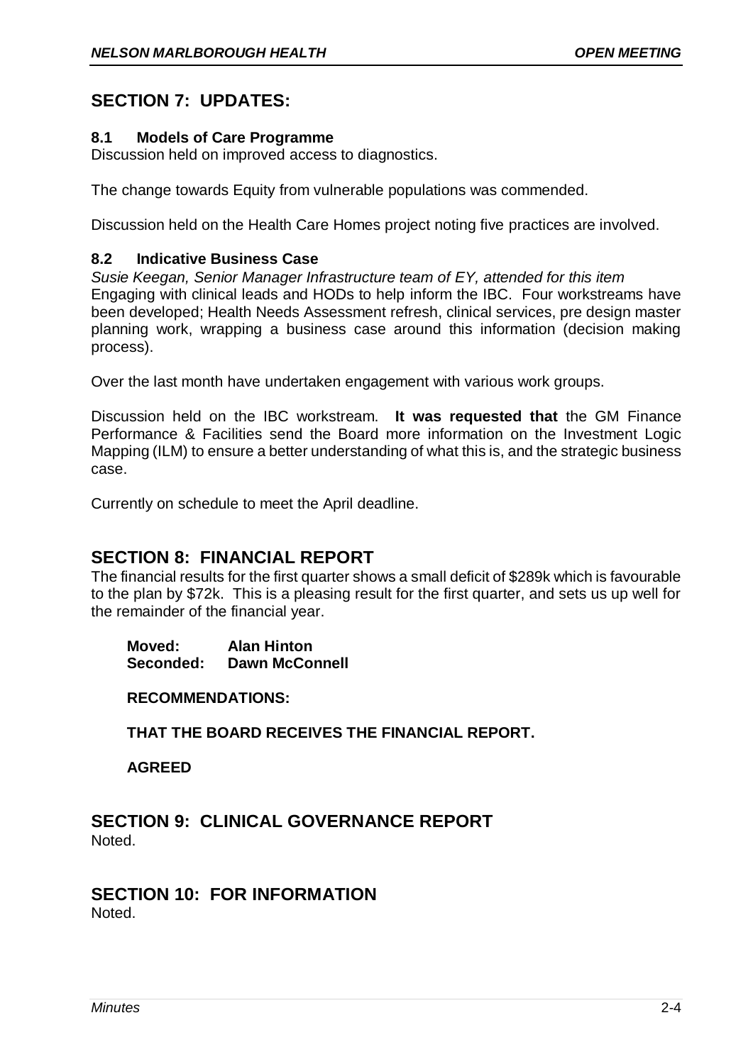## SECTION 7: UPDATES:

### 8.1 Models of Care Programme

Discussion held on improved access to diagnostics.

The change towards Equity from vulnerable populations was commended.

Discussion held on the Health Care Homes project noting five practices are involved.

### 8.2 Indicative Business Case

*Susie Keegan, Senior Manager Infrastructure team of EY, attended for this item*
Engaging with clinical leads and HODs to help inform the IBC. Four workstreams have been developed; Health Needs Assessment refresh, clinical services, pre design master planning work, wrapping a business case around this information (decision making process).

Over the last month have undertaken engagement with various work groups.

Discussion held on the IBC workstream. **It was requested that** the GM Finance Performance & Facilities send the Board more information on the Investment Logic Mapping (ILM) to ensure a better understanding of what this is, and the strategic business case.

Currently on schedule to meet the April deadline.

## SECTION 8: FINANCIAL REPORT

The financial results for the first quarter shows a small deficit of $289k which is favourable to the plan by $72k. This is a pleasing result for the first quarter, and sets us up well for the remainder of the financial year.

**Moved:** **Alan Hinton**
**Seconded:** **Dawn McConnell**

**RECOMMENDATIONS:**

**THAT THE BOARD RECEIVES THE FINANCIAL REPORT.**

**AGREED**

## SECTION 9: CLINICAL GOVERNANCE REPORT

Noted.

## SECTION 10: FOR INFORMATION

Noted.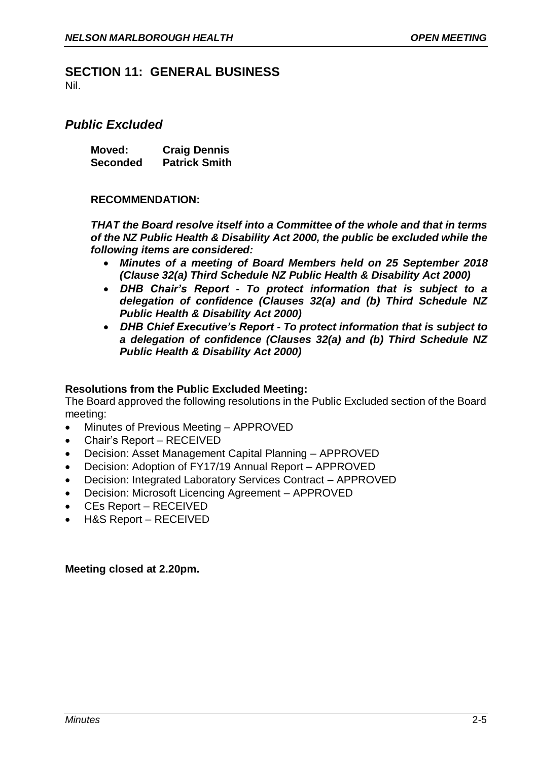## SECTION 11: GENERAL BUSINESS

Nil.

### *Public Excluded*

| | |
|---|---|
| **Moved:** | **Craig Dennis** |
| **Seconded** | **Patrick Smith** |

**RECOMMENDATION:**

***THAT the Board resolve itself into a Committee of the whole and that in terms of the NZ Public Health & Disability Act 2000, the public be excluded while the following items are considered:***

- ***Minutes of a meeting of Board Members held on 25 September 2018 (Clause 32(a) Third Schedule NZ Public Health & Disability Act 2000)***
- ***DHB Chair's Report - To protect information that is subject to a delegation of confidence (Clauses 32(a) and (b) Third Schedule NZ Public Health & Disability Act 2000)***
- ***DHB Chief Executive's Report - To protect information that is subject to a delegation of confidence (Clauses 32(a) and (b) Third Schedule NZ Public Health & Disability Act 2000)***

**Resolutions from the Public Excluded Meeting:**

The Board approved the following resolutions in the Public Excluded section of the Board meeting:

- Minutes of Previous Meeting – APPROVED
- Chair's Report – RECEIVED
- Decision: Asset Management Capital Planning – APPROVED
- Decision: Adoption of FY17/19 Annual Report – APPROVED
- Decision: Integrated Laboratory Services Contract – APPROVED
- Decision: Microsoft Licencing Agreement – APPROVED
- CEs Report – RECEIVED
- H&S Report – RECEIVED

**Meeting closed at 2.20pm.**